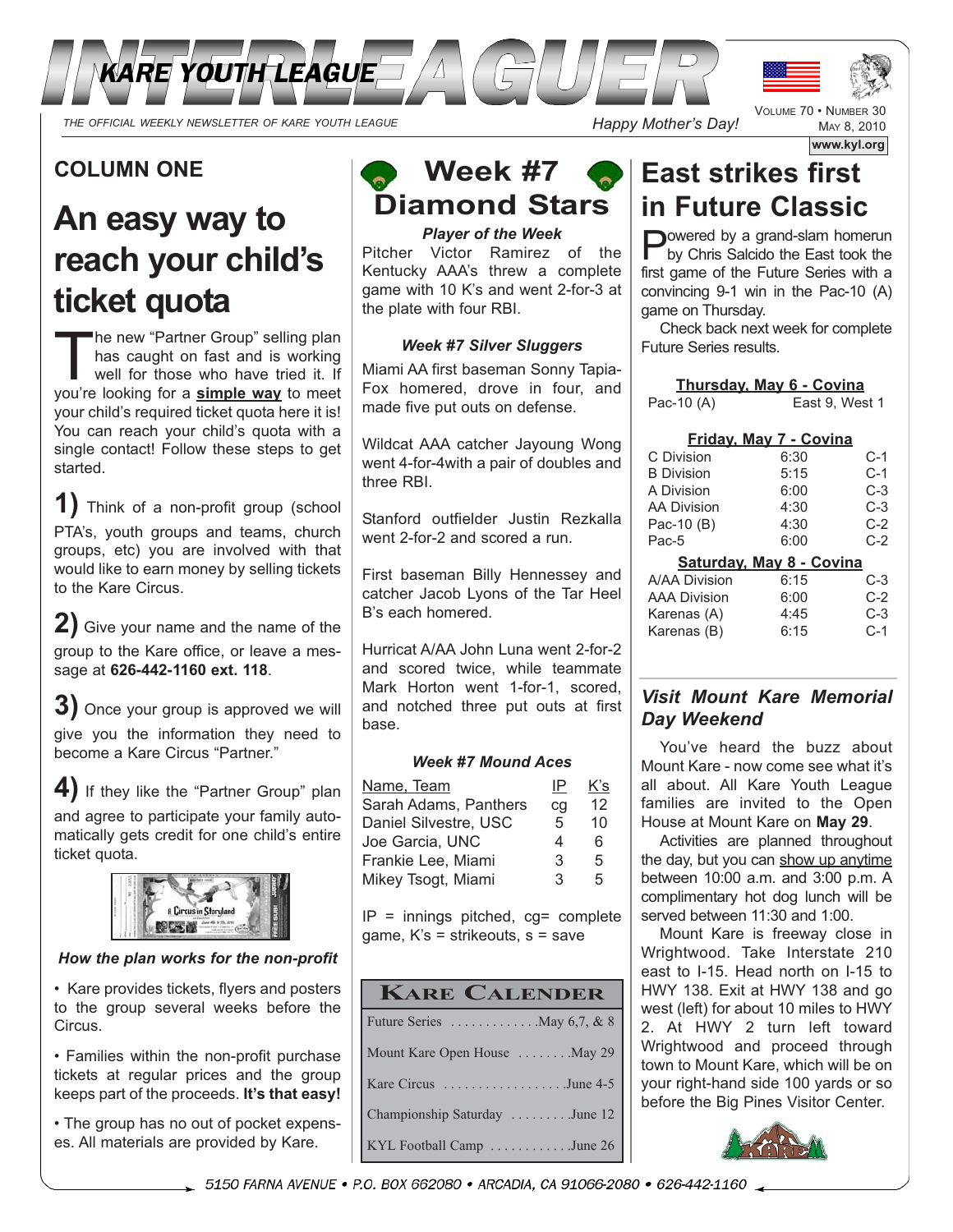# INTERLEAGUER

KARE YOUTH LEAGUE

THE OFFICIAL WEEKLY NEWSLETTER OF KARE YOUTH LEAGUE

*Happy Mother's Day!*

VOLUME 70 • NUMBER 30
MAY 8, 2010

www.kyl.org

## COLUMN ONE

# An easy way to reach your child's ticket quota

The new "Partner Group" selling plan has caught on fast and is working well for those who have tried it. If you're looking for a **simple way** to meet your child's required ticket quota here it is! You can reach your child's quota with a single contact! Follow these steps to get started.

**1)** Think of a non-profit group (school PTA's, youth groups and teams, church groups, etc) you are involved with that would like to earn money by selling tickets to the Kare Circus.

**2)** Give your name and the name of the group to the Kare office, or leave a message at **626-442-1160 ext. 118**.

**3)** Once your group is approved we will give you the information they need to become a Kare Circus "Partner."

**4)** If they like the "Partner Group" plan and agree to participate your family automatically gets credit for one child's entire ticket quota.

***How the plan works for the non-profit***

• Kare provides tickets, flyers and posters to the group several weeks before the Circus.

• Families within the non-profit purchase tickets at regular prices and the group keeps part of the proceeds. **It's that easy!**

• The group has no out of pocket expenses. All materials are provided by Kare.

# Week #7 Diamond Stars

***Player of the Week***

Pitcher Victor Ramirez of the Kentucky AAA's threw a complete game with 10 K's and went 2-for-3 at the plate with four RBI.

***Week #7 Silver Sluggers***

Miami AA first baseman Sonny Tapia-Fox homered, drove in four, and made five put outs on defense.

Wildcat AAA catcher Jayoung Wong went 4-for-4with a pair of doubles and three RBI.

Stanford outfielder Justin Rezkalla went 2-for-2 and scored a run.

First baseman Billy Hennessey and catcher Jacob Lyons of the Tar Heel B's each homered.

Hurricat A/AA John Luna went 2-for-2 and scored twice, while teammate Mark Horton went 1-for-1, scored, and notched three put outs at first base.

***Week #7 Mound Aces***

| Name, Team | IP | K's |
|---|---|---|
| Sarah Adams, Panthers | cg | 12 |
| Daniel Silvestre, USC | 5 | 10 |
| Joe Garcia, UNC | 4 | 6 |
| Frankie Lee, Miami | 3 | 5 |
| Mikey Tsogt, Miami | 3 | 5 |

IP = innings pitched, cg= complete game, K's = strikeouts, s = save

## KARE CALENDER

| Event | Date |
|---|---|
| Future Series | May 6,7, & 8 |
| Mount Kare Open House | May 29 |
| Kare Circus | June 4-5 |
| Championship Saturday | June 12 |
| KYL Football Camp | June 26 |

# East strikes first in Future Classic

Powered by a grand-slam homerun by Chris Salcido the East took the first game of the Future Series with a convincing 9-1 win in the Pac-10 (A) game on Thursday.

Check back next week for complete Future Series results.

**Thursday, May 6 - Covina**

| | |
|---|---|
| Pac-10 (A) | East 9, West 1 |

**Friday, May 7 - Covina**

| | | |
|---|---|---|
| C Division | 6:30 | C-1 |
| B Division | 5:15 | C-1 |
| A Division | 6:00 | C-3 |
| AA Division | 4:30 | C-3 |
| Pac-10 (B) | 4:30 | C-2 |
| Pac-5 | 6:00 | C-2 |

**Saturday, May 8 - Covina**

| | | |
|---|---|---|
| A/AA Division | 6:15 | C-3 |
| AAA Division | 6:00 | C-2 |
| Karenas (A) | 4:45 | C-3 |
| Karenas (B) | 6:15 | C-1 |

### *Visit Mount Kare Memorial Day Weekend*

You've heard the buzz about Mount Kare - now come see what it's all about. All Kare Youth League families are invited to the Open House at Mount Kare on **May 29**.

Activities are planned throughout the day, but you can show up anytime between 10:00 a.m. and 3:00 p.m. A complimentary hot dog lunch will be served between 11:30 and 1:00.

Mount Kare is freeway close in Wrightwood. Take Interstate 210 east to I-15. Head north on I-15 to HWY 138. Exit at HWY 138 and go west (left) for about 10 miles to HWY 2. At HWY 2 turn left toward Wrightwood and proceed through town to Mount Kare, which will be on your right-hand side 100 yards or so before the Big Pines Visitor Center.

5150 FARNA AVENUE • P.O. BOX 662080 • ARCADIA, CA 91066-2080 • 626-442-1160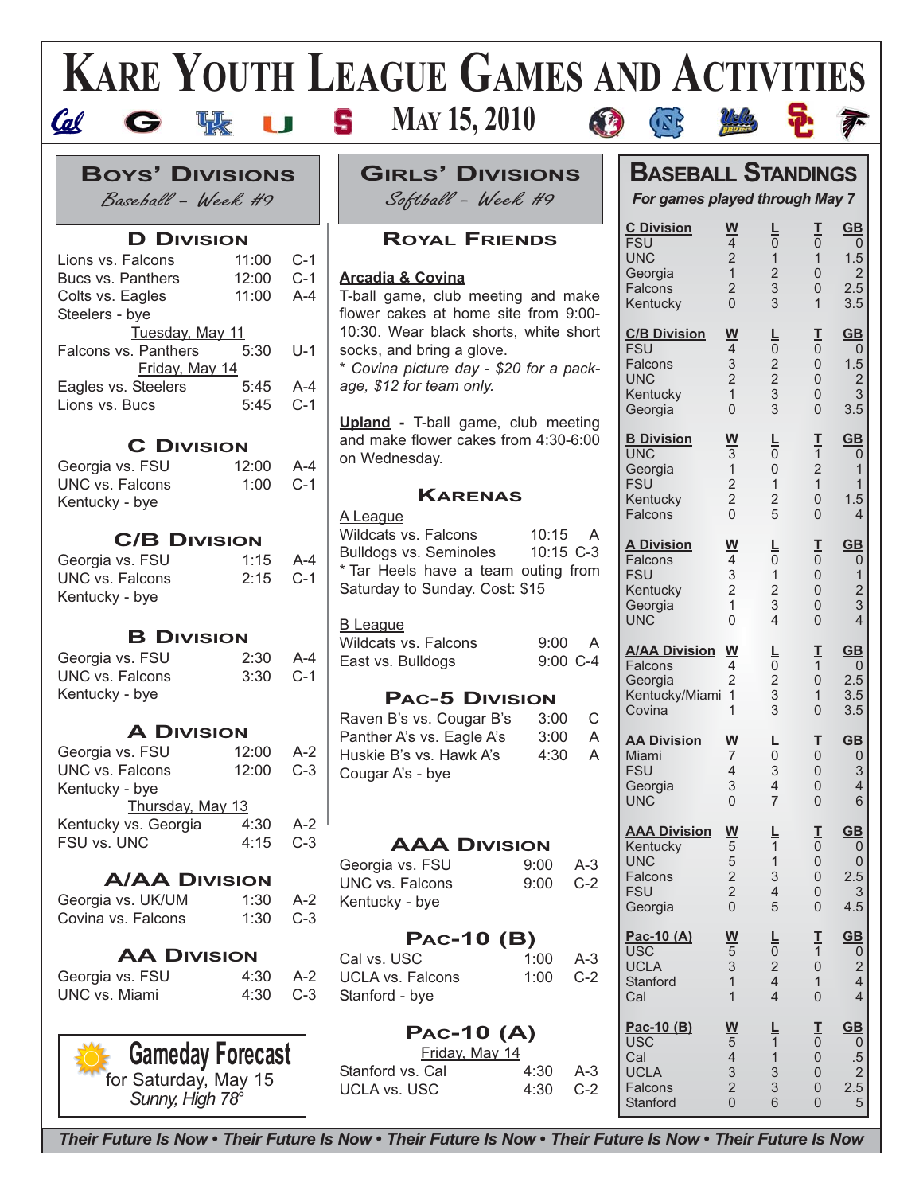# KARE YOUTH LEAGUE GAMES AND ACTIVITIES

## MAY 15, 2010

## BOYS' DIVISIONS

*Baseball – Week #9*

### D DIVISION

| | | |
|---|---|---|
| Lions vs. Falcons | 11:00 | C-1 |
| Bucs vs. Panthers | 12:00 | C-1 |
| Colts vs. Eagles | 11:00 | A-4 |
| Steelers - bye | | |

Tuesday, May 11

| | | |
|---|---|---|
| Falcons vs. Panthers | 5:30 | U-1 |

Friday, May 14

| | | |
|---|---|---|
| Eagles vs. Steelers | 5:45 | A-4 |
| Lions vs. Bucs | 5:45 | C-1 |

### C DIVISION

| | | |
|---|---|---|
| Georgia vs. FSU | 12:00 | A-4 |
| UNC vs. Falcons | 1:00 | C-1 |
| Kentucky - bye | | |

### C/B DIVISION

| | | |
|---|---|---|
| Georgia vs. FSU | 1:15 | A-4 |
| UNC vs. Falcons | 2:15 | C-1 |
| Kentucky - bye | | |

### B DIVISION

| | | |
|---|---|---|
| Georgia vs. FSU | 2:30 | A-4 |
| UNC vs. Falcons | 3:30 | C-1 |
| Kentucky - bye | | |

### A DIVISION

| | | |
|---|---|---|
| Georgia vs. FSU | 12:00 | A-2 |
| UNC vs. Falcons | 12:00 | C-3 |
| Kentucky - bye | | |

Thursday, May 13

| | | |
|---|---|---|
| Kentucky vs. Georgia | 4:30 | A-2 |
| FSU vs. UNC | 4:15 | C-3 |

### A/AA DIVISION

| | | |
|---|---|---|
| Georgia vs. UK/UM | 1:30 | A-2 |
| Covina vs. Falcons | 1:30 | C-3 |

### AA DIVISION

| | | |
|---|---|---|
| Georgia vs. FSU | 4:30 | A-2 |
| UNC vs. Miami | 4:30 | C-3 |

**Gameday Forecast**
for Saturday, May 15
*Sunny, High 78°*

## GIRLS' DIVISIONS

*Softball – Week #9*

### ROYAL FRIENDS

**Arcadia & Covina**
T-ball game, club meeting and make flower cakes at home site from 9:00-10:30. Wear black shorts, white short socks, and bring a glove.
* *Covina picture day - $20 for a package, $12 for team only.*

**Upland** - T-ball game, club meeting and make flower cakes from 4:30-6:00 on Wednesday.

### KARENAS

A League

| | | |
|---|---|---|
| Wildcats vs. Falcons | 10:15 | A |
| Bulldogs vs. Seminoles | 10:15 | C-3 |

* Tar Heels have a team outing from Saturday to Sunday. Cost: $15

B League

| | | |
|---|---|---|
| Wildcats vs. Falcons | 9:00 | A |
| East vs. Bulldogs | 9:00 | C-4 |

### PAC-5 DIVISION

| | | |
|---|---|---|
| Raven B's vs. Cougar B's | 3:00 | C |
| Panther A's vs. Eagle A's | 3:00 | A |
| Huskie B's vs. Hawk A's | 4:30 | A |
| Cougar A's - bye | | |

### AAA DIVISION

| | | |
|---|---|---|
| Georgia vs. FSU | 9:00 | A-3 |
| UNC vs. Falcons | 9:00 | C-2 |
| Kentucky - bye | | |

### PAC-10 (B)

| | | |
|---|---|---|
| Cal vs. USC | 1:00 | A-3 |
| UCLA vs. Falcons | 1:00 | C-2 |
| Stanford - bye | | |

### PAC-10 (A)

Friday, May 14

| | | |
|---|---|---|
| Stanford vs. Cal | 4:30 | A-3 |
| UCLA vs. USC | 4:30 | C-2 |

## BASEBALL STANDINGS

*For games played through May 7*

| C Division | W | L | T | GB |
|---|---|---|---|---|
| FSU | 4 | 0 | 0 | 0 |
| UNC | 2 | 1 | 1 | 1.5 |
| Georgia | 1 | 2 | 0 | 2 |
| Falcons | 2 | 3 | 0 | 2.5 |
| Kentucky | 0 | 3 | 1 | 3.5 |

| C/B Division | W | L | T | GB |
|---|---|---|---|---|
| FSU | 4 | 0 | 0 | 0 |
| Falcons | 3 | 2 | 0 | 1.5 |
| UNC | 2 | 2 | 0 | 2 |
| Kentucky | 1 | 3 | 0 | 3 |
| Georgia | 0 | 3 | 0 | 3.5 |

| B Division | W | L | T | GB |
|---|---|---|---|---|
| UNC | 3 | 0 | 1 | 0 |
| Georgia | 1 | 0 | 2 | 1 |
| FSU | 2 | 1 | 1 | 1 |
| Kentucky | 2 | 2 | 0 | 1.5 |
| Falcons | 0 | 5 | 0 | 4 |

| A Division | W | L | T | GB |
|---|---|---|---|---|
| Falcons | 4 | 0 | 0 | 0 |
| FSU | 3 | 1 | 0 | 1 |
| Kentucky | 2 | 2 | 0 | 2 |
| Georgia | 1 | 3 | 0 | 3 |
| UNC | 0 | 4 | 0 | 4 |

| A/AA Division | W | L | T | GB |
|---|---|---|---|---|
| Falcons | 4 | 0 | 1 | 0 |
| Georgia | 2 | 2 | 0 | 2.5 |
| Kentucky/Miami | 1 | 3 | 1 | 3.5 |
| Covina | 1 | 3 | 0 | 3.5 |

| AA Division | W | L | T | GB |
|---|---|---|---|---|
| Miami | 7 | 0 | 0 | 0 |
| FSU | 4 | 3 | 0 | 3 |
| Georgia | 3 | 4 | 0 | 4 |
| UNC | 0 | 7 | 0 | 6 |

| AAA Division | W | L | T | GB |
|---|---|---|---|---|
| Kentucky | 5 | 1 | 0 | 0 |
| UNC | 5 | 1 | 0 | 0 |
| Falcons | 2 | 3 | 0 | 2.5 |
| FSU | 2 | 4 | 0 | 3 |
| Georgia | 0 | 5 | 0 | 4.5 |

| Pac-10 (A) | W | L | T | GB |
|---|---|---|---|---|
| USC | 5 | 0 | 1 | 0 |
| UCLA | 3 | 2 | 0 | 2 |
| Stanford | 1 | 4 | 1 | 4 |
| Cal | 1 | 4 | 0 | 4 |

| Pac-10 (B) | W | L | T | GB |
|---|---|---|---|---|
| USC | 5 | 1 | 0 | 0 |
| Cal | 4 | 1 | 0 | .5 |
| UCLA | 3 | 3 | 0 | 2 |
| Falcons | 2 | 3 | 0 | 2.5 |
| Stanford | 0 | 6 | 0 | 5 |

*Their Future Is Now • Their Future Is Now • Their Future Is Now • Their Future Is Now • Their Future Is Now*